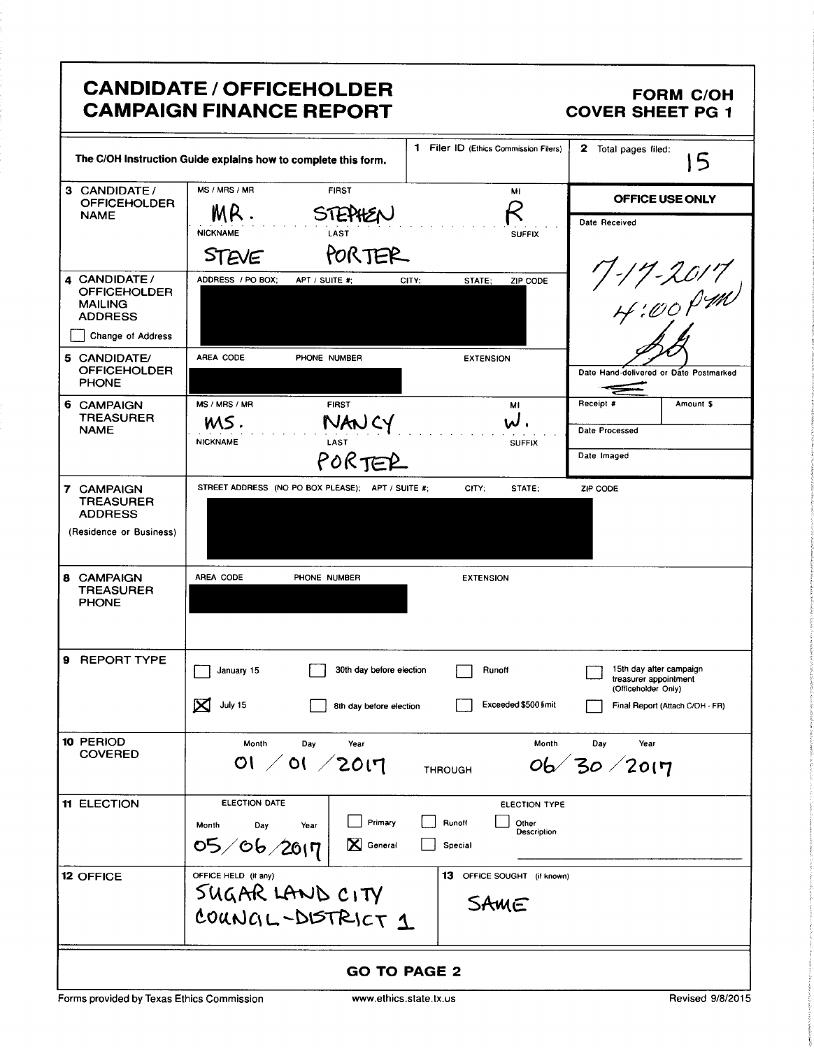# CANDIDATE / OFFICEHOLDER CAMPAIGN FINANCE REPORT

**FORM C/OH COVER SHEET PG 1**

The C/OH Instruction Guide explains how to complete this form.

**1** Filer ID (Ethics Commission Filers)

**2** Total pages filed: 15

| | |
|---|---|
| **3 CANDIDATE / OFFICEHOLDER NAME** | MS / MRS / MR: MR. FIRST: STEPHEN MI: R NICKNAME: STEVE LAST: PORTER SUFFIX: |
| **4 CANDIDATE / OFFICEHOLDER MAILING ADDRESS** ☐ Change of Address | ADDRESS / PO BOX; APT / SUITE #; CITY; STATE; ZIP CODE [REDACTED] |
| **5 CANDIDATE/ OFFICEHOLDER PHONE** | AREA CODE PHONE NUMBER EXTENSION [REDACTED] |
| **6 CAMPAIGN TREASURER NAME** | MS / MRS / MR: MS. FIRST: NANCY MI: W. NICKNAME: LAST: PORTER SUFFIX: |
| **7 CAMPAIGN TREASURER ADDRESS** (Residence or Business) | STREET ADDRESS (NO PO BOX PLEASE); APT / SUITE #; CITY; STATE; ZIP CODE [REDACTED] |
| **8 CAMPAIGN TREASURER PHONE** | AREA CODE PHONE NUMBER EXTENSION [REDACTED] |

**OFFICE USE ONLY**

Date Received: 7-17-2017 4:00 PM

Date Hand-delivered or Date Postmarked

Receipt # | Amount $

Date Processed

Date Imaged

**9 REPORT TYPE**

- ☐ January 15
- ☒ July 15
- ☐ 30th day before election
- ☐ 8th day before election
- ☐ Runoff
- ☐ Exceeded $500 limit
- ☐ 15th day after campaign treasurer appointment (Officeholder Only)
- ☐ Final Report (Attach C/OH - FR)

**10 PERIOD COVERED**

Month Day Year: 01 / 01 / 2017 THROUGH Month Day Year: 06 / 30 / 2017

**11 ELECTION**

ELECTION DATE: Month Day Year 05 / 06 / 2017

ELECTION TYPE:

- ☐ Primary
- ☒ General
- ☐ Runoff
- ☐ Special
- ☐ Other Description

**12 OFFICE**

OFFICE HELD (if any): SUGAR LAND CITY COUNCIL-DISTRICT 1

**13** OFFICE SOUGHT (if known): SAME

**GO TO PAGE 2**

Forms provided by Texas Ethics Commission www.ethics.state.tx.us Revised 9/8/2015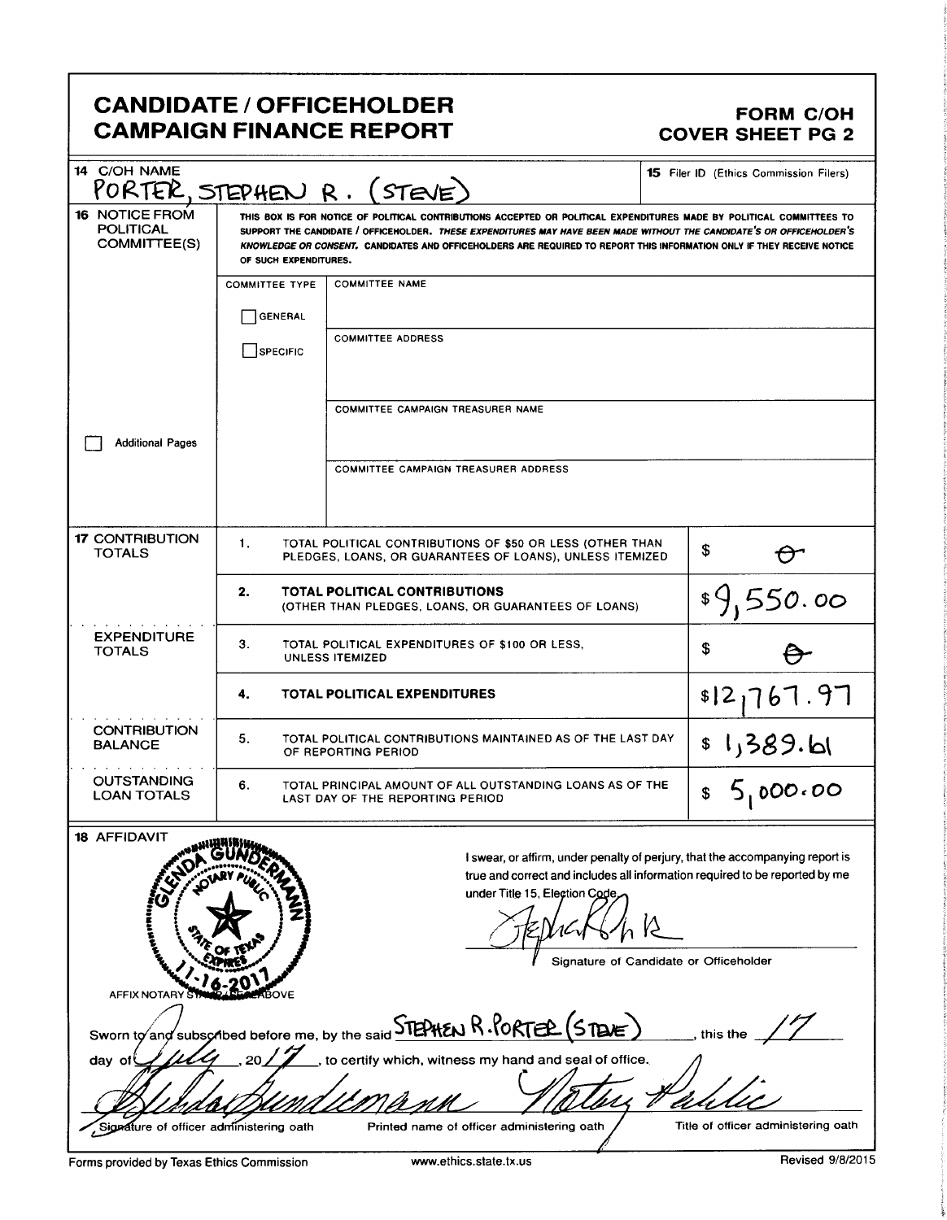# CANDIDATE / OFFICEHOLDER CAMPAIGN FINANCE REPORT

**FORM C/OH COVER SHEET PG 2**

**14** C/OH NAME
PORTER, STEPHEN R. (STEVE)

**15** Filer ID (Ethics Commission Filers)

**16** NOTICE FROM POLITICAL COMMITTEE(S)

THIS BOX IS FOR NOTICE OF POLITICAL CONTRIBUTIONS ACCEPTED OR POLITICAL EXPENDITURES MADE BY POLITICAL COMMITTEES TO SUPPORT THE CANDIDATE / OFFICEHOLDER. *THESE EXPENDITURES MAY HAVE BEEN MADE WITHOUT THE CANDIDATE'S OR OFFICEHOLDER'S KNOWLEDGE OR CONSENT.* CANDIDATES AND OFFICEHOLDERS ARE REQUIRED TO REPORT THIS INFORMATION ONLY IF THEY RECEIVE NOTICE OF SUCH EXPENDITURES.

| COMMITTEE TYPE | |
|---|---|
| ☐ GENERAL | COMMITTEE NAME |
| ☐ SPECIFIC | COMMITTEE ADDRESS |
| | COMMITTEE CAMPAIGN TREASURER NAME |
| | COMMITTEE CAMPAIGN TREASURER ADDRESS |

☐ Additional Pages

| | | | |
|---|---|---|---|
| **17** CONTRIBUTION TOTALS | 1. | TOTAL POLITICAL CONTRIBUTIONS OF $50 OR LESS (OTHER THAN PLEDGES, LOANS, OR GUARANTEES OF LOANS), UNLESS ITEMIZED | $ 0 |
| | 2. | **TOTAL POLITICAL CONTRIBUTIONS** (OTHER THAN PLEDGES, LOANS, OR GUARANTEES OF LOANS) | $9,550.00 |
| EXPENDITURE TOTALS | 3. | TOTAL POLITICAL EXPENDITURES OF $100 OR LESS, UNLESS ITEMIZED | $ 0 |
| | 4. | **TOTAL POLITICAL EXPENDITURES** | $12,767.97 |
| CONTRIBUTION BALANCE | 5. | TOTAL POLITICAL CONTRIBUTIONS MAINTAINED AS OF THE LAST DAY OF REPORTING PERIOD | $ 1,389.61 |
| OUTSTANDING LOAN TOTALS | 6. | TOTAL PRINCIPAL AMOUNT OF ALL OUTSTANDING LOANS AS OF THE LAST DAY OF THE REPORTING PERIOD | $ 5,000.00 |

**18** AFFIDAVIT

GLENDA GUNDERMANN
NOTARY PUBLIC
STATE OF TEXAS
EXPIRES 11-16-2017

AFFIX NOTARY STAMP / SEAL ABOVE

I swear, or affirm, under penalty of perjury, that the accompanying report is true and correct and includes all information required to be reported by me under Title 15, Election Code.

[Signature]

Signature of Candidate or Officeholder

Sworn to and subscribed before me, by the said STEPHEN R. PORTER (STEVE), this the 17 day of July, 2017, to certify which, witness my hand and seal of office.

| [Signature] | Glenda Gundermann | Notary Public |
|---|---|---|
| Signature of officer administering oath | Printed name of officer administering oath | Title of officer administering oath |

Forms provided by Texas Ethics Commission | www.ethics.state.tx.us | Revised 9/8/2015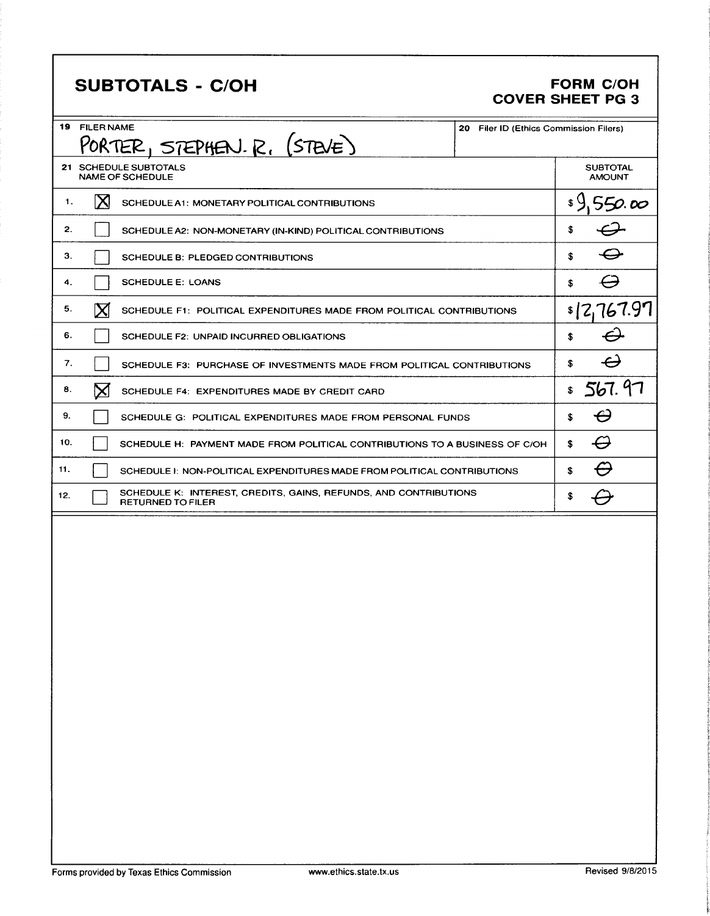## SUBTOTALS - C/OH

**FORM C/OH**
**COVER SHEET PG 3**

| 19 FILER NAME | 20 Filer ID (Ethics Commission Filers) |
|---|---|
| PORTER, STEPHEN. R. (STEVE) | |

| 21 SCHEDULE SUBTOTALS NAME OF SCHEDULE | | | SUBTOTAL AMOUNT |
|---|---|---|---|
| 1. | [X] | SCHEDULE A1: MONETARY POLITICAL CONTRIBUTIONS | $ 9,550.00 |
| 2. | [ ] | SCHEDULE A2: NON-MONETARY (IN-KIND) POLITICAL CONTRIBUTIONS | $ Ø |
| 3. | [ ] | SCHEDULE B: PLEDGED CONTRIBUTIONS | $ Ø |
| 4. | [ ] | SCHEDULE E: LOANS | $ Ø |
| 5. | [X] | SCHEDULE F1: POLITICAL EXPENDITURES MADE FROM POLITICAL CONTRIBUTIONS | $ 12,767.97 |
| 6. | [ ] | SCHEDULE F2: UNPAID INCURRED OBLIGATIONS | $ Ø |
| 7. | [ ] | SCHEDULE F3: PURCHASE OF INVESTMENTS MADE FROM POLITICAL CONTRIBUTIONS | $ Ø |
| 8. | [X] | SCHEDULE F4: EXPENDITURES MADE BY CREDIT CARD | $ 567.97 |
| 9. | [ ] | SCHEDULE G: POLITICAL EXPENDITURES MADE FROM PERSONAL FUNDS | $ Ø |
| 10. | [ ] | SCHEDULE H: PAYMENT MADE FROM POLITICAL CONTRIBUTIONS TO A BUSINESS OF C/OH | $ Ø |
| 11. | [ ] | SCHEDULE I: NON-POLITICAL EXPENDITURES MADE FROM POLITICAL CONTRIBUTIONS | $ Ø |
| 12. | [ ] | SCHEDULE K: INTEREST, CREDITS, GAINS, REFUNDS, AND CONTRIBUTIONS RETURNED TO FILER | $ Ø |

Forms provided by Texas Ethics Commission www.ethics.state.tx.us Revised 9/8/2015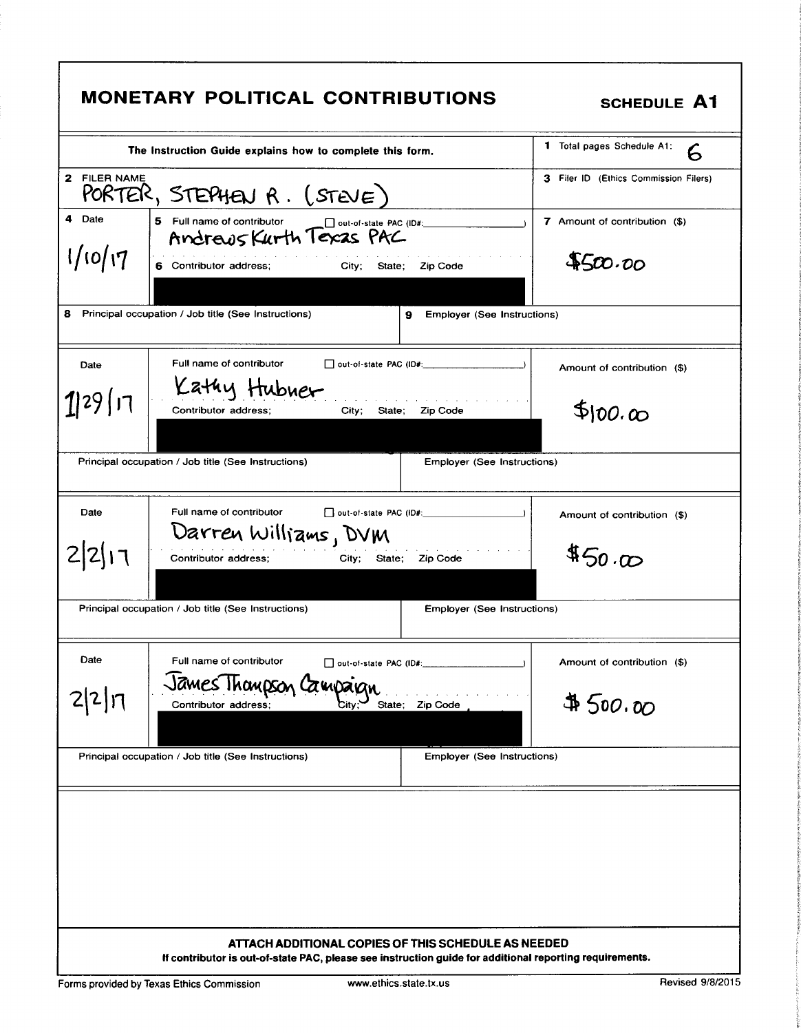# MONETARY POLITICAL CONTRIBUTIONS

**SCHEDULE A1**

The Instruction Guide explains how to complete this form.

**1** Total pages Schedule A1: 6

**2** FILER NAME: PORTER, STEPHEN R. (STEVE)

**3** Filer ID (Ethics Commission Filers):

| 4 Date | 5 Full name of contributor / 6 Contributor address; City; State; Zip Code | 7 Amount of contribution ($) |
|---|---|---|
| 1/10/17 | Andrews Kurth Texas PAC | $500.00 |

**8** Principal occupation / Job title (See Instructions):

**9** Employer (See Instructions):

| Date | Full name of contributor / Contributor address; City; State; Zip Code | Amount of contribution ($) |
|---|---|---|
| 1/29/17 | Kathy Hubner | $100.00 |

Principal occupation / Job title (See Instructions):

Employer (See Instructions):

| Date | Full name of contributor / Contributor address; City; State; Zip Code | Amount of contribution ($) |
|---|---|---|
| 2/2/17 | Darren Williams, DVM | $50.00 |

Principal occupation / Job title (See Instructions):

Employer (See Instructions):

| Date | Full name of contributor / Contributor address; City; State; Zip Code | Amount of contribution ($) |
|---|---|---|
| 2/2/17 | James Thompson Campaign | $500.00 |

Principal occupation / Job title (See Instructions):

Employer (See Instructions):

**ATTACH ADDITIONAL COPIES OF THIS SCHEDULE AS NEEDED**

**If contributor is out-of-state PAC, please see instruction guide for additional reporting requirements.**

Forms provided by Texas Ethics Commission www.ethics.state.tx.us Revised 9/8/2015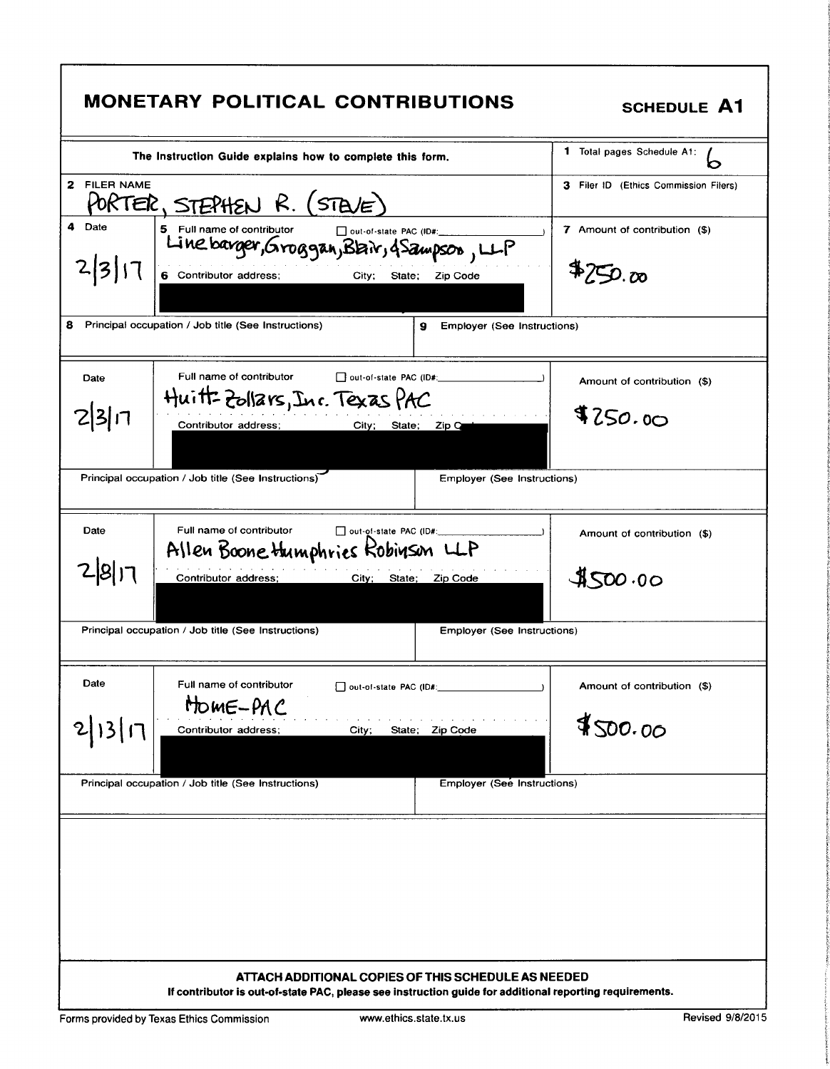# MONETARY POLITICAL CONTRIBUTIONS

**SCHEDULE A1**

The Instruction Guide explains how to complete this form.

1 Total pages Schedule A1: 6

2 FILER NAME: PORTER, STEPHEN R. (STEVE)

3 Filer ID (Ethics Commission Filers)

| 4 Date | 5 Full name of contributor / 6 Contributor address; City; State; Zip Code | 7 Amount of contribution ($) |
|---|---|---|
| 2/3/17 | Linebarger, Groggan, Blair, & Sampson, LLP<br>☐ out-of-state PAC (ID#: ) | $250.00 |
| 8 Principal occupation / Job title (See Instructions) | 9 Employer (See Instructions) | |

| Date | Full name of contributor / Contributor address; City; State; Zip Code | Amount of contribution ($) |
|---|---|---|
| 2/3/17 | Huitt-Zollars, Inc. Texas PAC<br>☐ out-of-state PAC (ID#: ) | $250.00 |
| Principal occupation / Job title (See Instructions) | Employer (See Instructions) | |

| Date | Full name of contributor / Contributor address; City; State; Zip Code | Amount of contribution ($) |
|---|---|---|
| 2/8/17 | Allen Boone Humphries Robinson LLP<br>☐ out-of-state PAC (ID#: ) | $500.00 |
| Principal occupation / Job title (See Instructions) | Employer (See Instructions) | |

| Date | Full name of contributor / Contributor address; City; State; Zip Code | Amount of contribution ($) |
|---|---|---|
| 2/13/17 | HOME-PAC<br>☐ out-of-state PAC (ID#: ) | $500.00 |
| Principal occupation / Job title (See Instructions) | Employer (See Instructions) | |

**ATTACH ADDITIONAL COPIES OF THIS SCHEDULE AS NEEDED**

**If contributor is out-of-state PAC, please see instruction guide for additional reporting requirements.**

Forms provided by Texas Ethics Commission www.ethics.state.tx.us Revised 9/8/2015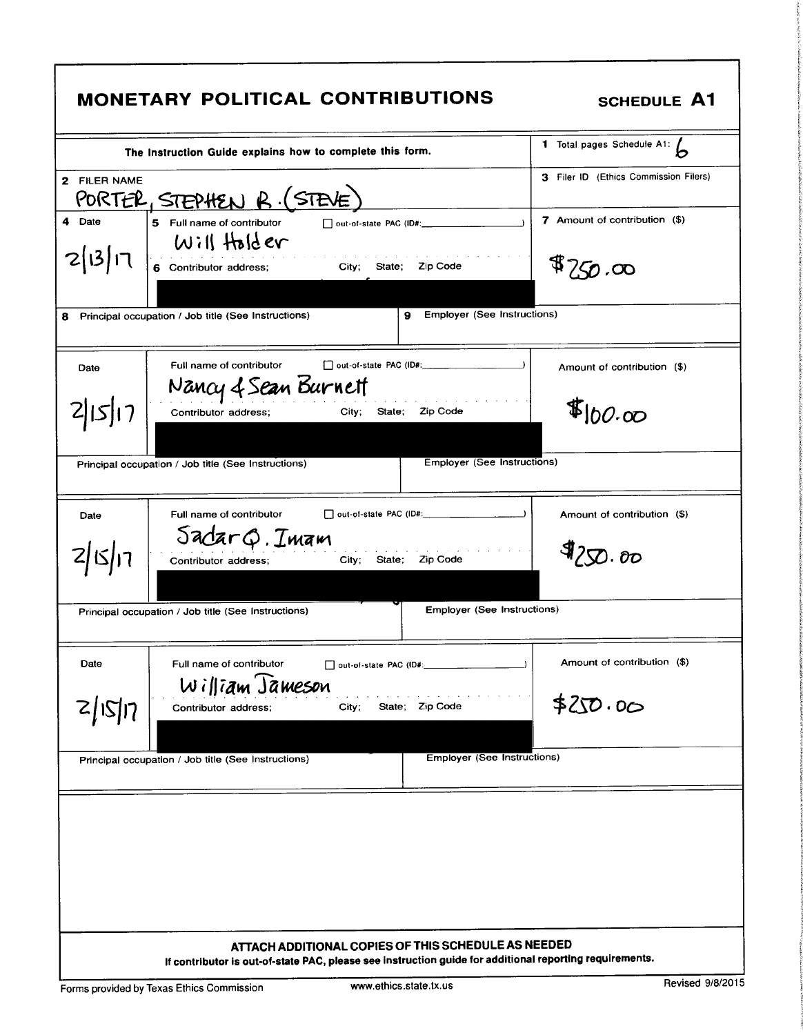# MONETARY POLITICAL CONTRIBUTIONS

**SCHEDULE A1**

The Instruction Guide explains how to complete this form.

**1** Total pages Schedule A1: 6

**2** FILER NAME
PORTER, STEPHEN R. (STEVE)

**3** Filer ID (Ethics Commission Filers)

| 4 Date | 5 Full name of contributor / 6 Contributor address; City; State; Zip Code | 7 Amount of contribution ($) |
|---|---|---|
| 2/13/17 | Will Holder<br>☐ out-of-state PAC (ID#: ) | $250.00 |
| 8 Principal occupation / Job title (See Instructions) | 9 Employer (See Instructions) | |
| 2/15/17 | Nancy & Sean Burnett<br>☐ out-of-state PAC (ID#: ) | $100.00 |
| Principal occupation / Job title (See Instructions) | Employer (See Instructions) | |
| 2/15/17 | Sadar Q. Imam<br>☐ out-of-state PAC (ID#: ) | $250.00 |
| Principal occupation / Job title (See Instructions) | Employer (See Instructions) | |
| 2/15/17 | William Jameson<br>☐ out-of-state PAC (ID#: ) | $250.00 |
| Principal occupation / Job title (See Instructions) | Employer (See Instructions) | |

**ATTACH ADDITIONAL COPIES OF THIS SCHEDULE AS NEEDED**

**If contributor is out-of-state PAC, please see instruction guide for additional reporting requirements.**

Forms provided by Texas Ethics Commission — www.ethics.state.tx.us — Revised 9/8/2015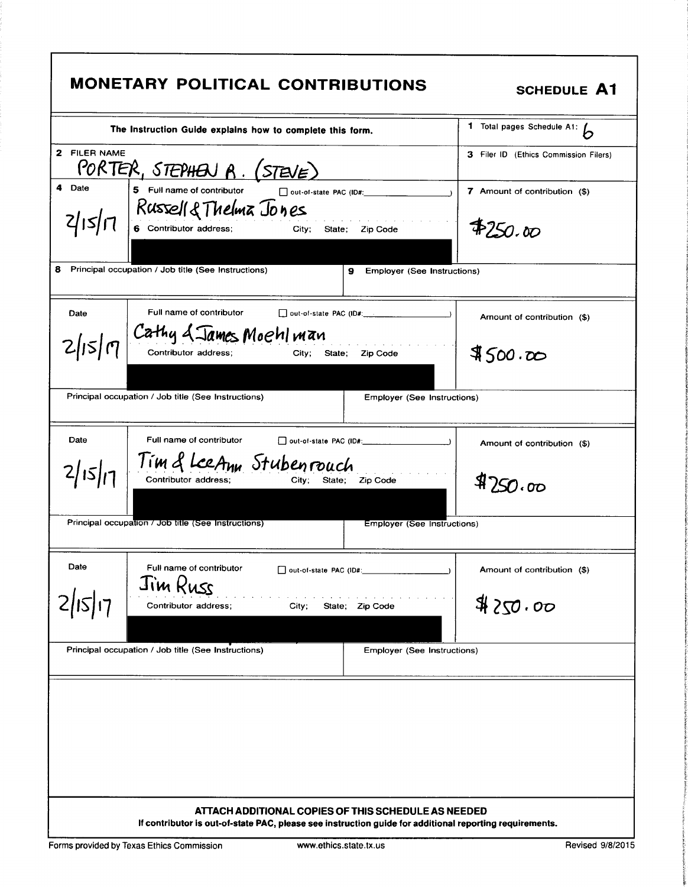# MONETARY POLITICAL CONTRIBUTIONS

**SCHEDULE A1**

The Instruction Guide explains how to complete this form.

1 Total pages Schedule A1: 6

2 FILER NAME
PORTER, STEPHEN A. (STEVE)

3 Filer ID (Ethics Commission Filers)

| Date | Full name of contributor / Contributor address; City; State; Zip Code | Amount of contribution ($) |
|---|---|---|
| 2/15/17 | Russell & Thelma Jones ☐ out-of-state PAC (ID#: ) | $250.00 |
| Principal occupation / Job title (See Instructions) | Employer (See Instructions) | |
| 2/15/17 | Cathy & James Moehlman ☐ out-of-state PAC (ID#: ) | $500.00 |
| Principal occupation / Job title (See Instructions) | Employer (See Instructions) | |
| 2/15/17 | Tim & LeeAnn Stubenrouch ☐ out-of-state PAC (ID#: ) | $250.00 |
| Principal occupation / Job title (See Instructions) | Employer (See Instructions) | |
| 2/15/17 | Jim Russ ☐ out-of-state PAC (ID#: ) | $250.00 |
| Principal occupation / Job title (See Instructions) | Employer (See Instructions) | |

**ATTACH ADDITIONAL COPIES OF THIS SCHEDULE AS NEEDED**

**If contributor is out-of-state PAC, please see instruction guide for additional reporting requirements.**

Forms provided by Texas Ethics Commission www.ethics.state.tx.us Revised 9/8/2015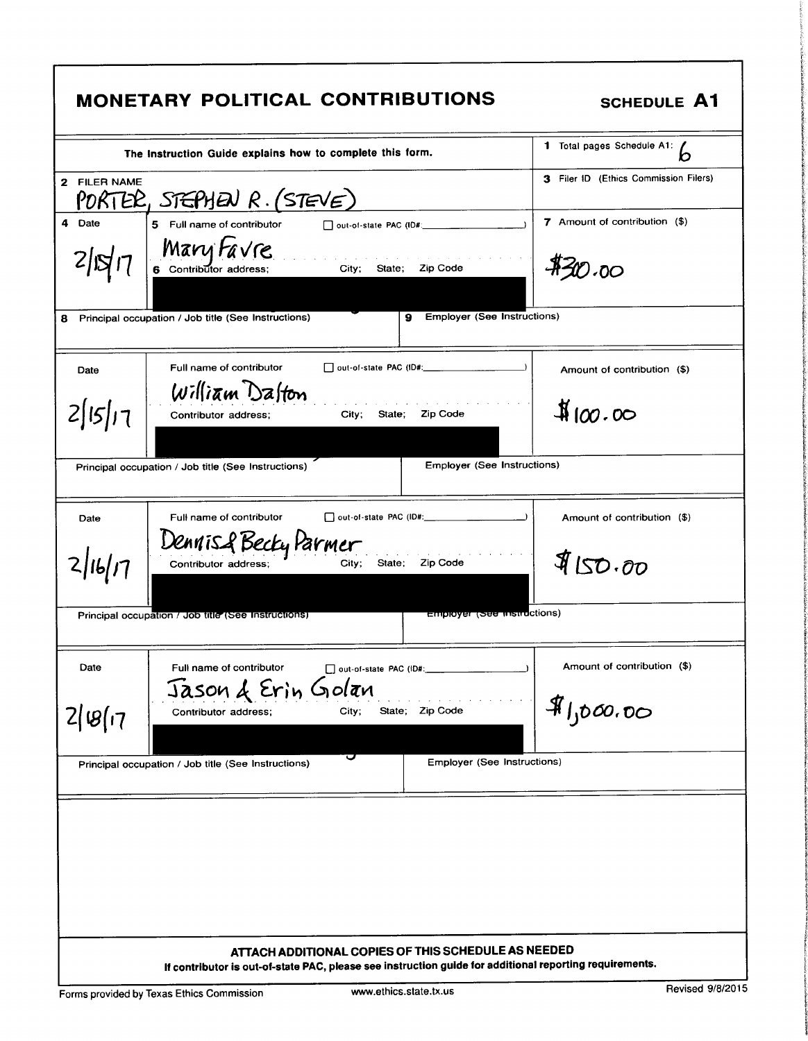# MONETARY POLITICAL CONTRIBUTIONS

**SCHEDULE A1**

The Instruction Guide explains how to complete this form.

1 Total pages Schedule A1: 6

2 FILER NAME
PORTER, STEPHEN R. (STEVE)

3 Filer ID (Ethics Commission Filers)

| 4 Date | 5 Full name of contributor / 6 Contributor address; City; State; Zip Code | out-of-state PAC (ID#: ) | 7 Amount of contribution ($) |
|---|---|---|---|
| 2/15/17 | Mary Favre | ☐ | $30.00 |
| 8 Principal occupation / Job title (See Instructions) | | 9 Employer (See Instructions) | |

| Date | Full name of contributor / Contributor address; City; State; Zip Code | out-of-state PAC (ID#: ) | Amount of contribution ($) |
|---|---|---|---|
| 2/15/17 | William Dalton | ☐ | $100.00 |
| Principal occupation / Job title (See Instructions) | | Employer (See Instructions) | |

| Date | Full name of contributor / Contributor address; City; State; Zip Code | out-of-state PAC (ID#: ) | Amount of contribution ($) |
|---|---|---|---|
| 2/16/17 | Dennis & Becky Parmer | ☐ | $150.00 |
| Principal occupation / Job title (See Instructions) | | Employer (See Instructions) | |

| Date | Full name of contributor / Contributor address; City; State; Zip Code | out-of-state PAC (ID#: ) | Amount of contribution ($) |
|---|---|---|---|
| 2/18/17 | Jason & Erin Golan | ☐ | $1,000.00 |
| Principal occupation / Job title (See Instructions) | | Employer (See Instructions) | |

**ATTACH ADDITIONAL COPIES OF THIS SCHEDULE AS NEEDED**

**If contributor is out-of-state PAC, please see instruction guide for additional reporting requirements.**

Forms provided by Texas Ethics Commission www.ethics.state.tx.us Revised 9/8/2015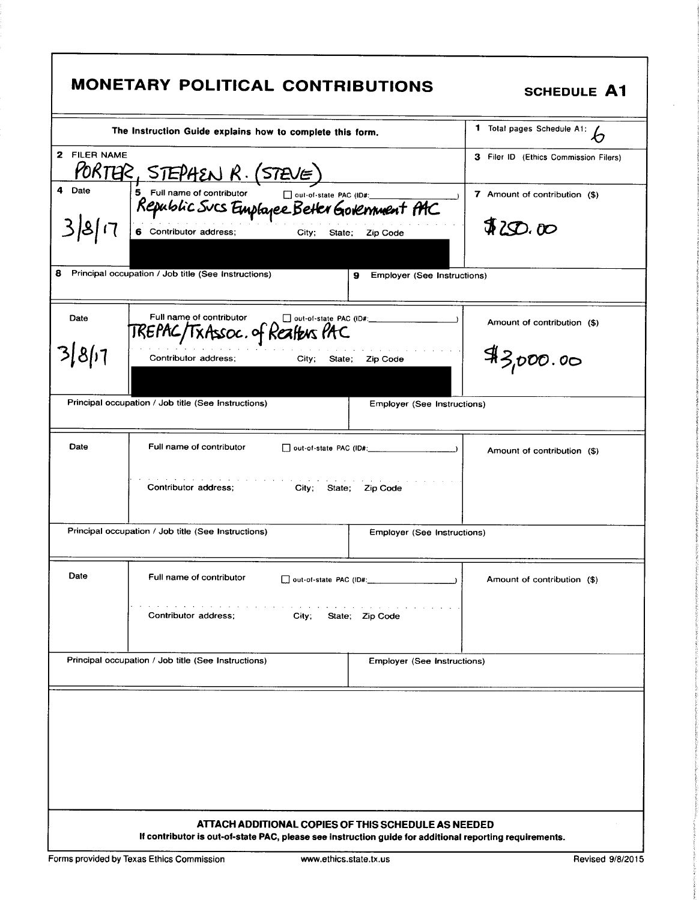# MONETARY POLITICAL CONTRIBUTIONS

**SCHEDULE A1**

The Instruction Guide explains how to complete this form.

**1** Total pages Schedule A1: 6

**2** FILER NAME: PORTER, STEPHEN R. (STEVE)

**3** Filer ID (Ethics Commission Filers):

| 4 Date | 5 Full name of contributor / 6 Contributor address; City; State; Zip Code | 7 Amount of contribution ($) |
|---|---|---|
| 3/8/17 | Republic Svcs Employee Better Government PAC ☐ out-of-state PAC (ID#: ) | $250.00 |
| | [REDACTED] | |

| 8 Principal occupation / Job title (See Instructions) | 9 Employer (See Instructions) |
|---|---|
| | |

| Date | Full name of contributor / Contributor address; City; State; Zip Code | Amount of contribution ($) |
|---|---|---|
| 3/8/17 | TREPAC/TxAssoc. of Realtors PAC ☐ out-of-state PAC (ID#: ) | $3,000.00 |
| | [REDACTED] | |

| Principal occupation / Job title (See Instructions) | Employer (See Instructions) |
|---|---|
| | |

| Date | Full name of contributor ☐ out-of-state PAC (ID#: ) / Contributor address; City; State; Zip Code | Amount of contribution ($) |
|---|---|---|
| | | |

| Principal occupation / Job title (See Instructions) | Employer (See Instructions) |
|---|---|
| | |

| Date | Full name of contributor ☐ out-of-state PAC (ID#: ) / Contributor address; City; State; Zip Code | Amount of contribution ($) |
|---|---|---|
| | | |

| Principal occupation / Job title (See Instructions) | Employer (See Instructions) |
|---|---|
| | |

**ATTACH ADDITIONAL COPIES OF THIS SCHEDULE AS NEEDED**

**If contributor is out-of-state PAC, please see instruction guide for additional reporting requirements.**

Forms provided by Texas Ethics Commission www.ethics.state.tx.us Revised 9/8/2015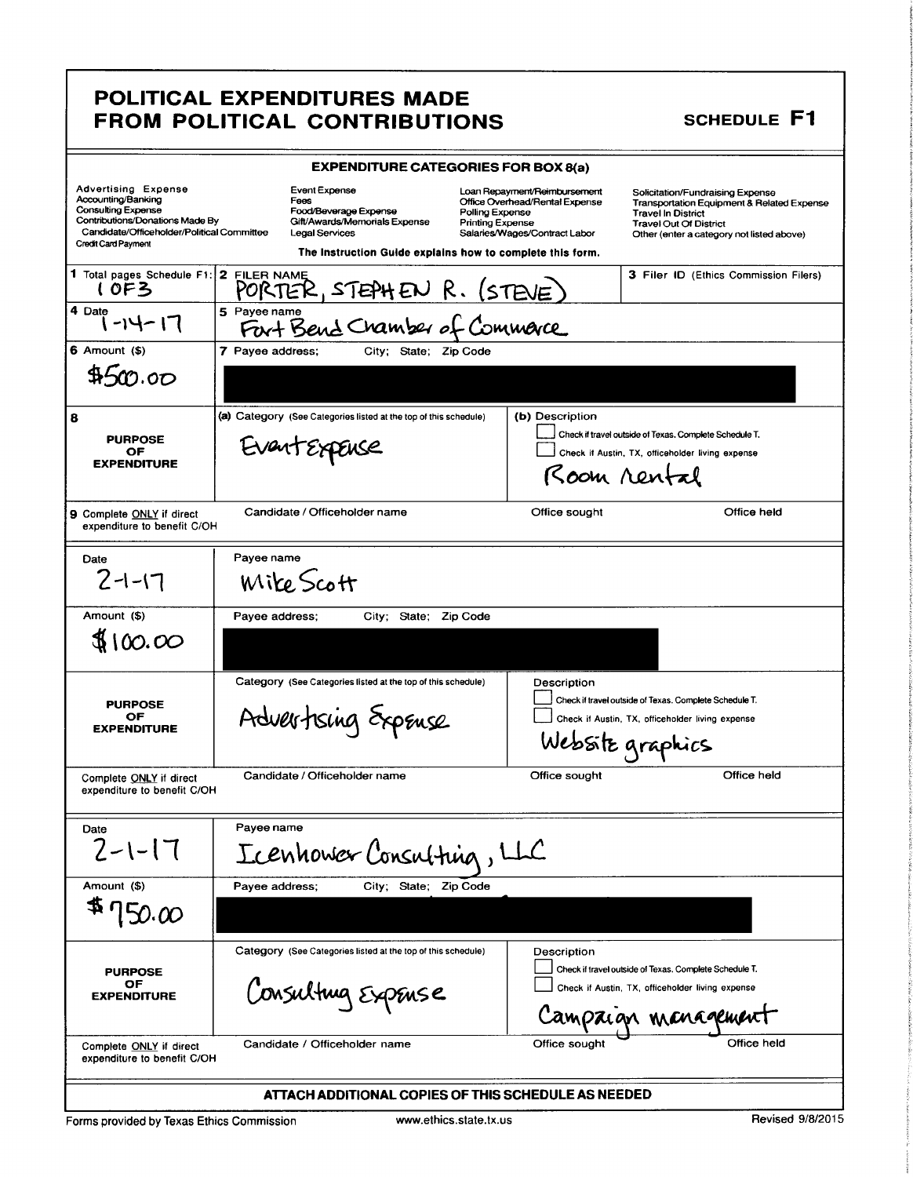# POLITICAL EXPENDITURES MADE FROM POLITICAL CONTRIBUTIONS

**SCHEDULE F1**

## EXPENDITURE CATEGORIES FOR BOX 8(a)

| | | | |
|---|---|---|---|
| Advertising Expense | Event Expense | Loan Repayment/Reimbursement | Solicitation/Fundraising Expense |
| Accounting/Banking | Fees | Office Overhead/Rental Expense | Transportation Equipment & Related Expense |
| Consulting Expense | Food/Beverage Expense | Polling Expense | Travel In District |
| Contributions/Donations Made By Candidate/Officeholder/Political Committee | Gift/Awards/Memorials Expense | Printing Expense | Travel Out Of District |
| Credit Card Payment | Legal Services | Salaries/Wages/Contract Labor | Other (enter a category not listed above) |

The Instruction Guide explains how to complete this form.

**1** Total pages Schedule F1: 1 OF 3

**2** FILER NAME: PORTER, STEPHEN R. (STEVE)

**3** Filer ID (Ethics Commission Filers):

---

**4** Date: 1-14-17

**5** Payee name: Fort Bend Chamber of Commerce

**6** Amount ($): $500.00

**7** Payee address; City; State; Zip Code: [redacted]

**8** PURPOSE OF EXPENDITURE

- (a) Category (See Categories listed at the top of this schedule): Event Expense
- (b) Description: Room rental
  - ☐ Check if travel outside of Texas. Complete Schedule T.
  - ☐ Check if Austin, TX, officeholder living expense

**9** Complete ONLY if direct expenditure to benefit C/OH — Candidate / Officeholder name: | Office sought: | Office held:

---

Date: 2-1-17

Payee name: Mike Scott

Amount ($): $100.00

Payee address; City; State; Zip Code: [redacted]

PURPOSE OF EXPENDITURE

- Category (See Categories listed at the top of this schedule): Advertising Expense
- Description: Website graphics
  - ☐ Check if travel outside of Texas. Complete Schedule T.
  - ☐ Check if Austin, TX, officeholder living expense

Complete ONLY if direct expenditure to benefit C/OH — Candidate / Officeholder name: | Office sought: | Office held:

---

Date: 2-1-17

Payee name: Icenhower Consulting, LLC

Amount ($): $750.00

Payee address; City; State; Zip Code: [redacted]

PURPOSE OF EXPENDITURE

- Category (See Categories listed at the top of this schedule): Consulting Expense
- Description: Campaign management
  - ☐ Check if travel outside of Texas. Complete Schedule T.
  - ☐ Check if Austin, TX, officeholder living expense

Complete ONLY if direct expenditure to benefit C/OH — Candidate / Officeholder name: | Office sought: | Office held:

---

**ATTACH ADDITIONAL COPIES OF THIS SCHEDULE AS NEEDED**

Forms provided by Texas Ethics Commission | www.ethics.state.tx.us | Revised 9/8/2015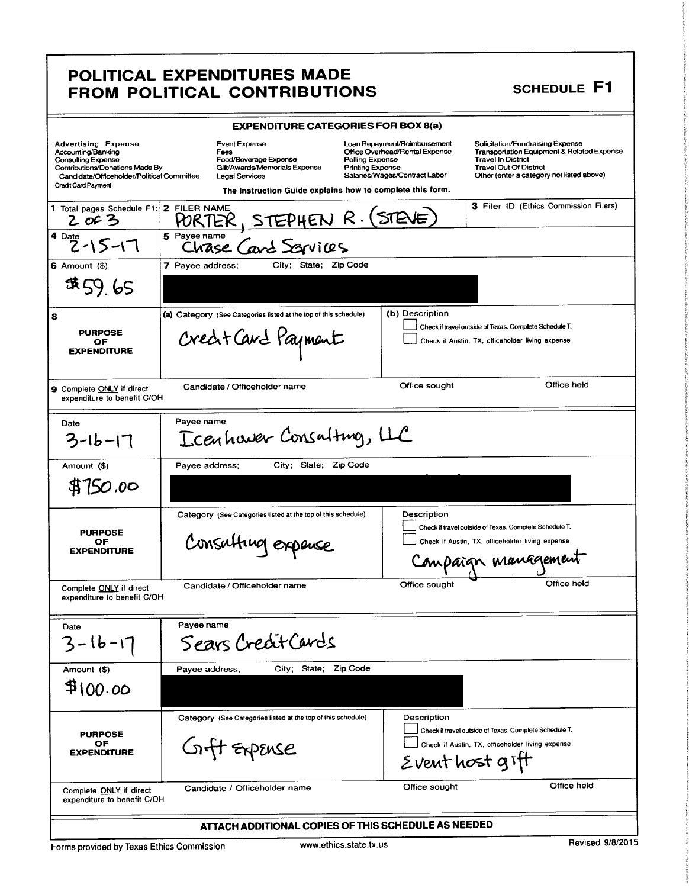# POLITICAL EXPENDITURES MADE FROM POLITICAL CONTRIBUTIONS

**SCHEDULE F1**

## EXPENDITURE CATEGORIES FOR BOX 8(a)

| | | | |
|---|---|---|---|
| Advertising Expense | Event Expense | Loan Repayment/Reimbursement | Solicitation/Fundraising Expense |
| Accounting/Banking | Fees | Office Overhead/Rental Expense | Transportation Equipment & Related Expense |
| Consulting Expense | Food/Beverage Expense | Polling Expense | Travel In District |
| Contributions/Donations Made By Candidate/Officeholder/Political Committee | Gift/Awards/Memorials Expense | Printing Expense | Travel Out Of District |
| Credit Card Payment | Legal Services | Salaries/Wages/Contract Labor | Other (enter a category not listed above) |

The Instruction Guide explains how to complete this form.

| | | |
|---|---|---|
| **1** Total pages Schedule F1: 2 of 3 | **2** FILER NAME: PORTER, STEPHEN R. (STEVE) | **3** Filer ID (Ethics Commission Filers) |
| **4** Date: 2-15-17 | **5** Payee name: Chase Card Services | |
| **6** Amount ($): $59.65 | **7** Payee address; City; State; Zip Code: [redacted] | |
| **8** PURPOSE OF EXPENDITURE | (a) Category (See Categories listed at the top of this schedule): Credit Card Payment | (b) Description<br>☐ Check if travel outside of Texas. Complete Schedule T.<br>☐ Check if Austin, TX, officeholder living expense |
| **9** Complete ONLY if direct expenditure to benefit C/OH | Candidate / Officeholder name | Office sought / Office held |

| | | |
|---|---|---|
| Date: 3-16-17 | Payee name: Icenhower Consulting, LLC | |
| Amount ($): $750.00 | Payee address; City; State; Zip Code: [redacted] | |
| PURPOSE OF EXPENDITURE | Category (See Categories listed at the top of this schedule): Consulting expense | Description<br>☐ Check if travel outside of Texas. Complete Schedule T.<br>☐ Check if Austin, TX, officeholder living expense<br>Campaign management |
| Complete ONLY if direct expenditure to benefit C/OH | Candidate / Officeholder name | Office sought / Office held |

| | | |
|---|---|---|
| Date: 3-16-17 | Payee name: Sears Credit Cards | |
| Amount ($): $100.00 | Payee address; City; State; Zip Code: [redacted] | |
| PURPOSE OF EXPENDITURE | Category (See Categories listed at the top of this schedule): Gift expense | Description<br>☐ Check if travel outside of Texas. Complete Schedule T.<br>☐ Check if Austin, TX, officeholder living expense<br>Event host gift |
| Complete ONLY if direct expenditure to benefit C/OH | Candidate / Officeholder name | Office sought / Office held |

**ATTACH ADDITIONAL COPIES OF THIS SCHEDULE AS NEEDED**

Forms provided by Texas Ethics Commission — www.ethics.state.tx.us — Revised 9/8/2015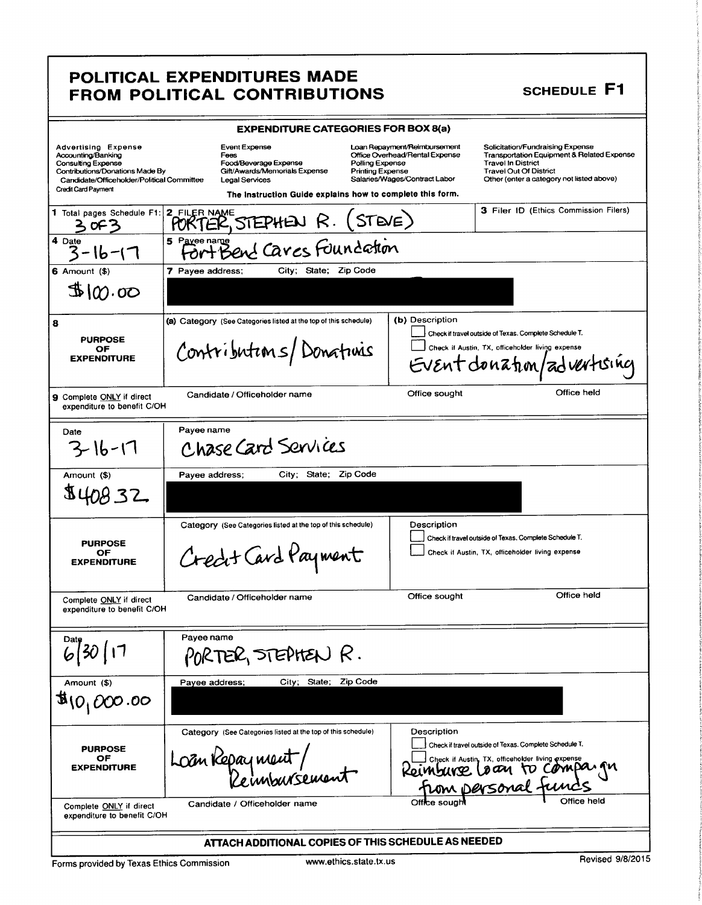# POLITICAL EXPENDITURES MADE FROM POLITICAL CONTRIBUTIONS

**SCHEDULE F1**

**EXPENDITURE CATEGORIES FOR BOX 8(a)**

| | | | |
|---|---|---|---|
| Advertising Expense | Event Expense | Loan Repayment/Reimbursement | Solicitation/Fundraising Expense |
| Accounting/Banking | Fees | Office Overhead/Rental Expense | Transportation Equipment & Related Expense |
| Consulting Expense | Food/Beverage Expense | Polling Expense | Travel In District |
| Contributions/Donations Made By Candidate/Officeholder/Political Committee | Gift/Awards/Memorials Expense | Printing Expense | Travel Out Of District |
| Credit Card Payment | Legal Services | Salaries/Wages/Contract Labor | Other (enter a category not listed above) |

The Instruction Guide explains how to complete this form.

| | | |
|---|---|---|
| **1** Total pages Schedule F1: 3 OF 3 | **2** FILER NAME PORTER, STEPHEN R. (STEVE) | **3** Filer ID (Ethics Commission Filers) |
| **4** Date 3-16-17 | **5** Payee name Fort Bend Cares Foundation | |
| **6** Amount ($) $100.00 | **7** Payee address; City; State; Zip Code [REDACTED] | |
| **8** PURPOSE OF EXPENDITURE | **(a)** Category (See Categories listed at the top of this schedule) Contributions/Donations | **(b)** Description ☐ Check if travel outside of Texas. Complete Schedule T. ☐ Check if Austin, TX, officeholder living expense Event donation/advertising |
| **9** Complete ONLY if direct expenditure to benefit C/OH | Candidate / Officeholder name | Office sought / Office held |

| | | |
|---|---|---|
| Date 3-16-17 | Payee name Chase Card Services | |
| Amount ($) $408.32 | Payee address; City; State; Zip Code [REDACTED] | |
| PURPOSE OF EXPENDITURE | Category (See Categories listed at the top of this schedule) Credit Card Payment | Description ☐ Check if travel outside of Texas. Complete Schedule T. ☐ Check if Austin, TX, officeholder living expense |
| Complete ONLY if direct expenditure to benefit C/OH | Candidate / Officeholder name | Office sought / Office held |

| | | |
|---|---|---|
| Date 6/30/17 | Payee name PORTER, STEPHEN R. | |
| Amount ($) $10,000.00 | Payee address; City; State; Zip Code [REDACTED] | |
| PURPOSE OF EXPENDITURE | Category (See Categories listed at the top of this schedule) Loan Repayment/Reimbursement | Description ☐ Check if travel outside of Texas. Complete Schedule T. ☐ Check if Austin, TX, officeholder living expense Reimburse loan to campaign from personal funds |
| Complete ONLY if direct expenditure to benefit C/OH | Candidate / Officeholder name | Office sought / Office held |

**ATTACH ADDITIONAL COPIES OF THIS SCHEDULE AS NEEDED**

Forms provided by Texas Ethics Commission www.ethics.state.tx.us Revised 9/8/2015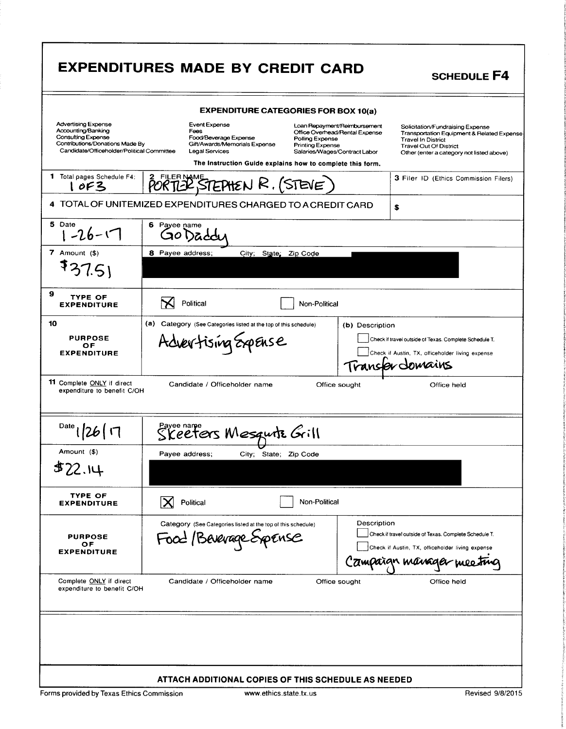# EXPENDITURES MADE BY CREDIT CARD

## SCHEDULE F4

**EXPENDITURE CATEGORIES FOR BOX 10(a)**

| | | | |
|---|---|---|---|
| Advertising Expense | Event Expense | Loan Repayment/Reimbursement | Solicitation/Fundraising Expense |
| Accounting/Banking | Fees | Office Overhead/Rental Expense | Transportation Equipment & Related Expense |
| Consulting Expense | Food/Beverage Expense | Polling Expense | Travel In District |
| Contributions/Donations Made By Candidate/Officeholder/Political Committee | Gift/Awards/Memorials Expense | Printing Expense | Travel Out Of District |
| | Legal Services | Salaries/Wages/Contract Labor | Other (enter a category not listed above) |

**The Instruction Guide explains how to complete this form.**

| | | |
|---|---|---|
| 1 Total pages Schedule F4: 1 OF 3 | 2 FILER NAME: PORTER, STEPHEN R. (STEVE) | 3 Filer ID (Ethics Commission Filers) |
| 4 TOTAL OF UNITEMIZED EXPENDITURES CHARGED TO A CREDIT CARD | | $ |

| | | | |
|---|---|---|---|
| 5 Date: 1-26-17 | 6 Payee name: GoDaddy | | |
| 7 Amount ($): $37.51 | 8 Payee address; City; State; Zip Code: [REDACTED] | | |
| 9 TYPE OF EXPENDITURE | [X] Political | [ ] Non-Political | |
| 10 PURPOSE OF EXPENDITURE | (a) Category (See Categories listed at the top of this schedule): Advertising Expense | (b) Description: [ ] Check if travel outside of Texas. Complete Schedule T. [ ] Check if Austin, TX, officeholder living expense. Transfer domains | |
| 11 Complete ONLY if direct expenditure to benefit C/OH | Candidate / Officeholder name | Office sought | Office held |

| | | | |
|---|---|---|---|
| Date: 1/26/17 | Payee name: Skeeters Mesquite Grill | | |
| Amount ($): $22.14 | Payee address; City; State; Zip Code: [REDACTED] | | |
| TYPE OF EXPENDITURE | [X] Political | [ ] Non-Political | |
| PURPOSE OF EXPENDITURE | Category (See Categories listed at the top of this schedule): Food/Beverage Expense | Description: [ ] Check if travel outside of Texas. Complete Schedule T. [ ] Check if Austin, TX, officeholder living expense. Campaign manager meeting | |
| Complete ONLY if direct expenditure to benefit C/OH | Candidate / Officeholder name | Office sought | Office held |

**ATTACH ADDITIONAL COPIES OF THIS SCHEDULE AS NEEDED**

Forms provided by Texas Ethics Commission — www.ethics.state.tx.us — Revised 9/8/2015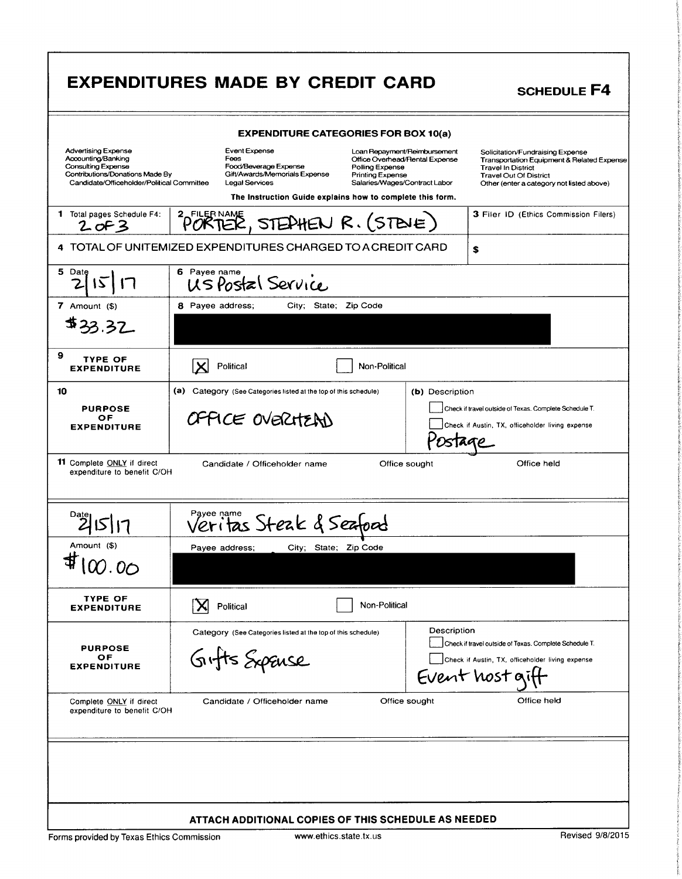# EXPENDITURES MADE BY CREDIT CARD

**SCHEDULE F4**

### EXPENDITURE CATEGORIES FOR BOX 10(a)

| | | | |
|---|---|---|---|
| Advertising Expense | Event Expense | Loan Repayment/Reimbursement | Solicitation/Fundraising Expense |
| Accounting/Banking | Fees | Office Overhead/Rental Expense | Transportation Equipment & Related Expense |
| Consulting Expense | Food/Beverage Expense | Polling Expense | Travel In District |
| Contributions/Donations Made By Candidate/Officeholder/Political Committee | Gift/Awards/Memorials Expense | Printing Expense | Travel Out Of District |
| | Legal Services | Salaries/Wages/Contract Labor | Other (enter a category not listed above) |

**The Instruction Guide explains how to complete this form.**

| | | |
|---|---|---|
| 1 Total pages Schedule F4: 2 of 3 | 2 FILER NAME PORTER, STEPHEN R. (STEVE) | 3 Filer ID (Ethics Commission Filers) |
| 4 TOTAL OF UNITEMIZED EXPENDITURES CHARGED TO A CREDIT CARD | | $ |

| | | | |
|---|---|---|---|
| 5 Date 2/15/17 | 6 Payee name US Postal Service | | |
| 7 Amount ($) $33.32 | 8 Payee address; City; State; Zip Code [REDACTED] | | |
| 9 TYPE OF EXPENDITURE | [X] Political | [ ] Non-Political | |
| 10 PURPOSE OF EXPENDITURE | (a) Category (See Categories listed at the top of this schedule) OFFICE OVERHEAD | (b) Description [ ] Check if travel outside of Texas. Complete Schedule T. [ ] Check if Austin, TX, officeholder living expense Postage | |
| 11 Complete ONLY if direct expenditure to benefit C/OH | Candidate / Officeholder name | Office sought | Office held |

| | | | |
|---|---|---|---|
| Date 2/15/17 | Payee name Veritas Steak & Seafood | | |
| Amount ($) $100.00 | Payee address; City; State; Zip Code [REDACTED] | | |
| TYPE OF EXPENDITURE | [X] Political | [ ] Non-Political | |
| PURPOSE OF EXPENDITURE | Category (See Categories listed at the top of this schedule) Gifts Expense | Description [ ] Check if travel outside of Texas. Complete Schedule T. [ ] Check if Austin, TX, officeholder living expense Event host gift | |
| Complete ONLY if direct expenditure to benefit C/OH | Candidate / Officeholder name | Office sought | Office held |

**ATTACH ADDITIONAL COPIES OF THIS SCHEDULE AS NEEDED**

Forms provided by Texas Ethics Commission www.ethics.state.tx.us Revised 9/8/2015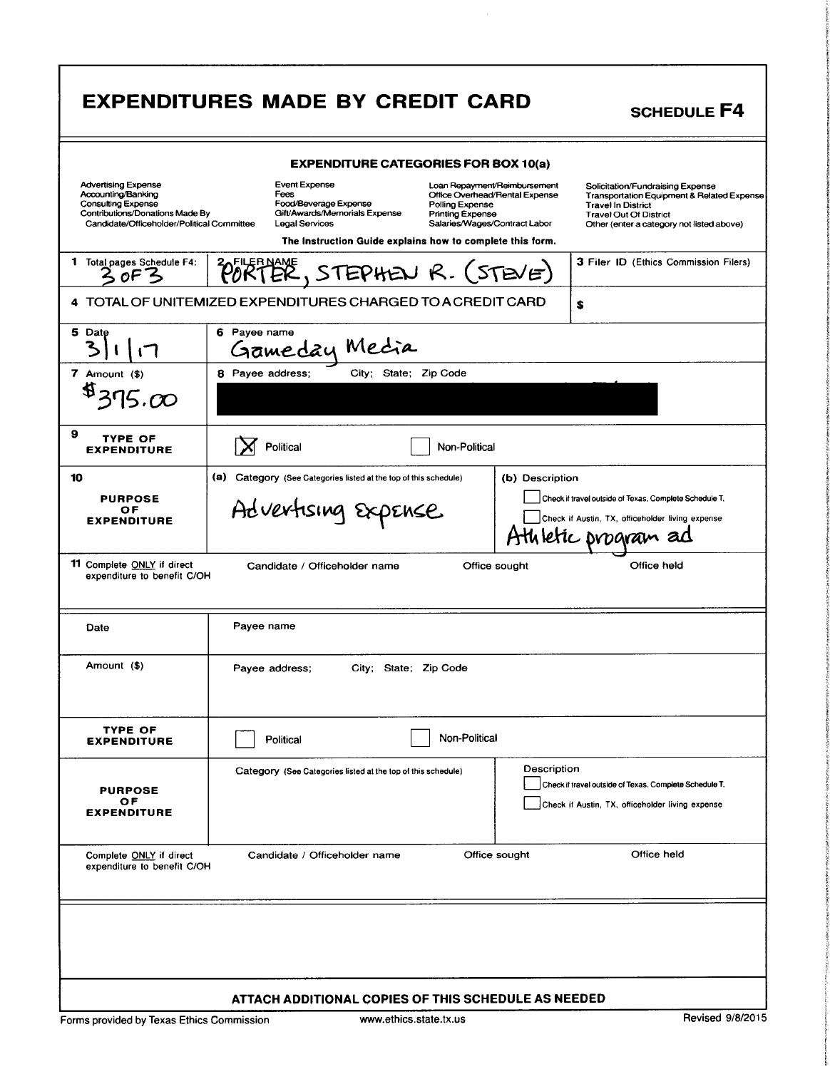# EXPENDITURES MADE BY CREDIT CARD

**SCHEDULE F4**

### EXPENDITURE CATEGORIES FOR BOX 10(a)

| | | | |
|---|---|---|---|
| Advertising Expense | Event Expense | Loan Repayment/Reimbursement | Solicitation/Fundraising Expense |
| Accounting/Banking | Fees | Office Overhead/Rental Expense | Transportation Equipment & Related Expense |
| Consulting Expense | Food/Beverage Expense | Polling Expense | Travel In District |
| Contributions/Donations Made By Candidate/Officeholder/Political Committee | Gift/Awards/Memorials Expense | Printing Expense | Travel Out Of District |
| | Legal Services | Salaries/Wages/Contract Labor | Other (enter a category not listed above) |

The Instruction Guide explains how to complete this form.

| | | |
|---|---|---|
| 1 Total pages Schedule F4: 3 of 3 | 2 FILER NAME: PORTER, STEPHEN R. (STEVE) | 3 Filer ID (Ethics Commission Filers) |
| 4 TOTAL OF UNITEMIZED EXPENDITURES CHARGED TO A CREDIT CARD | | $ |

| | |
|---|---|
| 5 Date: 3/1/17 | 6 Payee name: Gameday Media |
| 7 Amount ($): $375.00 | 8 Payee address; City; State; Zip Code: [REDACTED] |
| 9 TYPE OF EXPENDITURE | [X] Political [ ] Non-Political |
| 10 PURPOSE OF EXPENDITURE | (a) Category (See Categories listed at the top of this schedule): Advertising Expense<br>(b) Description: Athletic program ad<br>[ ] Check if travel outside of Texas. Complete Schedule T.<br>[ ] Check if Austin, TX, officeholder living expense |
| 11 Complete ONLY if direct expenditure to benefit C/OH | Candidate / Officeholder name — Office sought — Office held |

| | |
|---|---|
| Date | Payee name |
| Amount ($) | Payee address; City; State; Zip Code |
| TYPE OF EXPENDITURE | [ ] Political [ ] Non-Political |
| PURPOSE OF EXPENDITURE | Category (See Categories listed at the top of this schedule)<br>Description<br>[ ] Check if travel outside of Texas. Complete Schedule T.<br>[ ] Check if Austin, TX, officeholder living expense |
| Complete ONLY if direct expenditure to benefit C/OH | Candidate / Officeholder name — Office sought — Office held |

**ATTACH ADDITIONAL COPIES OF THIS SCHEDULE AS NEEDED**

Forms provided by Texas Ethics Commission www.ethics.state.tx.us Revised 9/8/2015